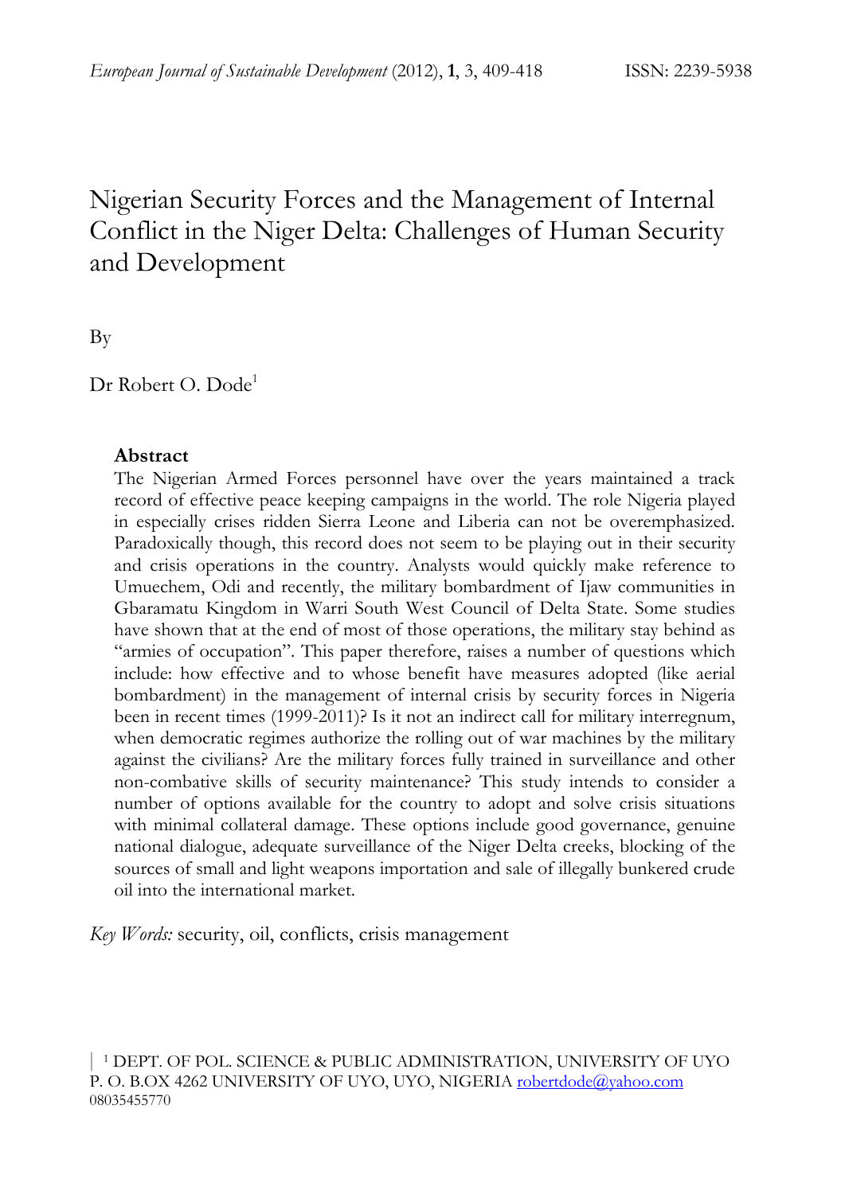# Nigerian Security Forces and the Management of Internal Conflict in the Niger Delta: Challenges of Human Security and Development

By

Dr Robert O. Dode[1]

**Abstract**

The Nigerian Armed Forces personnel have over the years maintained a track record of effective peace keeping campaigns in the world. The role Nigeria played in especially crises ridden Sierra Leone and Liberia can not be overemphasized. Paradoxically though, this record does not seem to be playing out in their security and crisis operations in the country. Analysts would quickly make reference to Umuechem, Odi and recently, the military bombardment of Ijaw communities in Gbaramatu Kingdom in Warri South West Council of Delta State. Some studies have shown that at the end of most of those operations, the military stay behind as "armies of occupation". This paper therefore, raises a number of questions which include: how effective and to whose benefit have measures adopted (like aerial bombardment) in the management of internal crisis by security forces in Nigeria been in recent times (1999-2011)? Is it not an indirect call for military interregnum, when democratic regimes authorize the rolling out of war machines by the military against the civilians? Are the military forces fully trained in surveillance and other non-combative skills of security maintenance? This study intends to consider a number of options available for the country to adopt and solve crisis situations with minimal collateral damage. These options include good governance, genuine national dialogue, adequate surveillance of the Niger Delta creeks, blocking of the sources of small and light weapons importation and sale of illegally bunkered crude oil into the international market.

*Key Words:* security, oil, conflicts, crisis management

[1] DEPT. OF POL. SCIENCE & PUBLIC ADMINISTRATION, UNIVERSITY OF UYO P. O. B.OX 4262 UNIVERSITY OF UYO, UYO, NIGERIA robertdode@yahoo.com 08035455770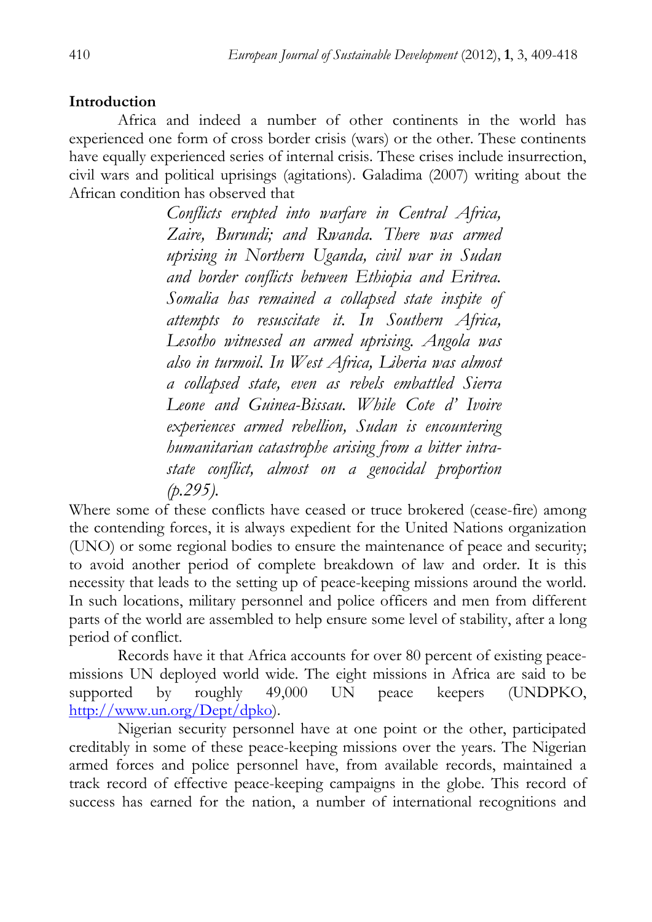## Introduction

Africa and indeed a number of other continents in the world has experienced one form of cross border crisis (wars) or the other. These continents have equally experienced series of internal crisis. These crises include insurrection, civil wars and political uprisings (agitations). Galadima (2007) writing about the African condition has observed that

> *Conflicts erupted into warfare in Central Africa, Zaire, Burundi; and Rwanda. There was armed uprising in Northern Uganda, civil war in Sudan and border conflicts between Ethiopia and Eritrea. Somalia has remained a collapsed state inspite of attempts to resuscitate it. In Southern Africa, Lesotho witnessed an armed uprising. Angola was also in turmoil. In West Africa, Liberia was almost a collapsed state, even as rebels embattled Sierra Leone and Guinea-Bissau. While Cote d' Ivoire experiences armed rebellion, Sudan is encountering humanitarian catastrophe arising from a bitter intra-state conflict, almost on a genocidal proportion (p.295).*

Where some of these conflicts have ceased or truce brokered (cease-fire) among the contending forces, it is always expedient for the United Nations organization (UNO) or some regional bodies to ensure the maintenance of peace and security; to avoid another period of complete breakdown of law and order. It is this necessity that leads to the setting up of peace-keeping missions around the world. In such locations, military personnel and police officers and men from different parts of the world are assembled to help ensure some level of stability, after a long period of conflict.

Records have it that Africa accounts for over 80 percent of existing peace-missions UN deployed world wide. The eight missions in Africa are said to be supported by roughly 49,000 UN peace keepers (UNDPKO, http://www.un.org/Dept/dpko).

Nigerian security personnel have at one point or the other, participated creditably in some of these peace-keeping missions over the years. The Nigerian armed forces and police personnel have, from available records, maintained a track record of effective peace-keeping campaigns in the globe. This record of success has earned for the nation, a number of international recognitions and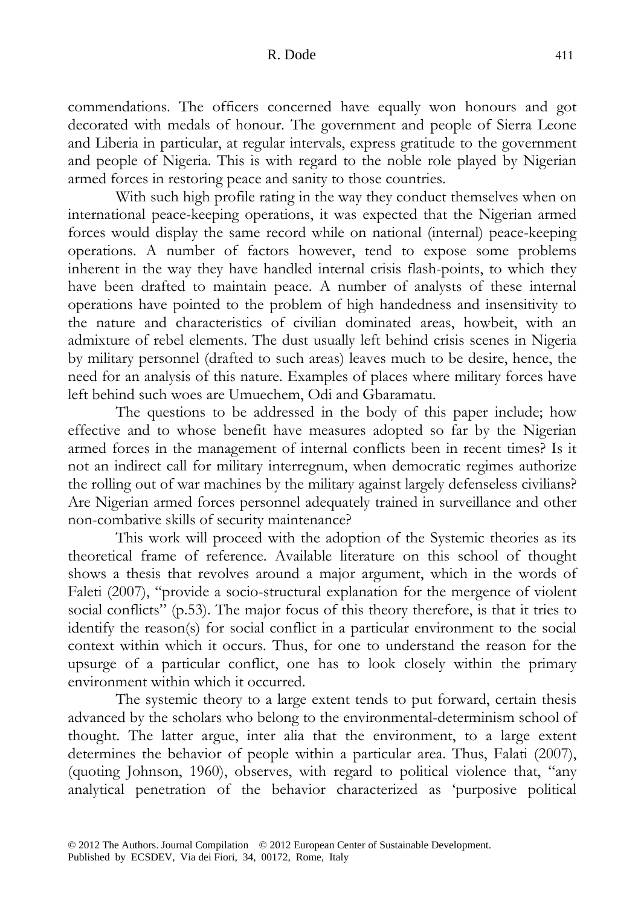commendations. The officers concerned have equally won honours and got decorated with medals of honour. The government and people of Sierra Leone and Liberia in particular, at regular intervals, express gratitude to the government and people of Nigeria. This is with regard to the noble role played by Nigerian armed forces in restoring peace and sanity to those countries.

With such high profile rating in the way they conduct themselves when on international peace-keeping operations, it was expected that the Nigerian armed forces would display the same record while on national (internal) peace-keeping operations. A number of factors however, tend to expose some problems inherent in the way they have handled internal crisis flash-points, to which they have been drafted to maintain peace. A number of analysts of these internal operations have pointed to the problem of high handedness and insensitivity to the nature and characteristics of civilian dominated areas, howbeit, with an admixture of rebel elements. The dust usually left behind crisis scenes in Nigeria by military personnel (drafted to such areas) leaves much to be desire, hence, the need for an analysis of this nature. Examples of places where military forces have left behind such woes are Umuechem, Odi and Gbaramatu.

The questions to be addressed in the body of this paper include; how effective and to whose benefit have measures adopted so far by the Nigerian armed forces in the management of internal conflicts been in recent times? Is it not an indirect call for military interregnum, when democratic regimes authorize the rolling out of war machines by the military against largely defenseless civilians? Are Nigerian armed forces personnel adequately trained in surveillance and other non-combative skills of security maintenance?

This work will proceed with the adoption of the Systemic theories as its theoretical frame of reference. Available literature on this school of thought shows a thesis that revolves around a major argument, which in the words of Faleti (2007), "provide a socio-structural explanation for the mergence of violent social conflicts" (p.53). The major focus of this theory therefore, is that it tries to identify the reason(s) for social conflict in a particular environment to the social context within which it occurs. Thus, for one to understand the reason for the upsurge of a particular conflict, one has to look closely within the primary environment within which it occurred.

The systemic theory to a large extent tends to put forward, certain thesis advanced by the scholars who belong to the environmental-determinism school of thought. The latter argue, inter alia that the environment, to a large extent determines the behavior of people within a particular area. Thus, Falati (2007), (quoting Johnson, 1960), observes, with regard to political violence that, "any analytical penetration of the behavior characterized as 'purposive political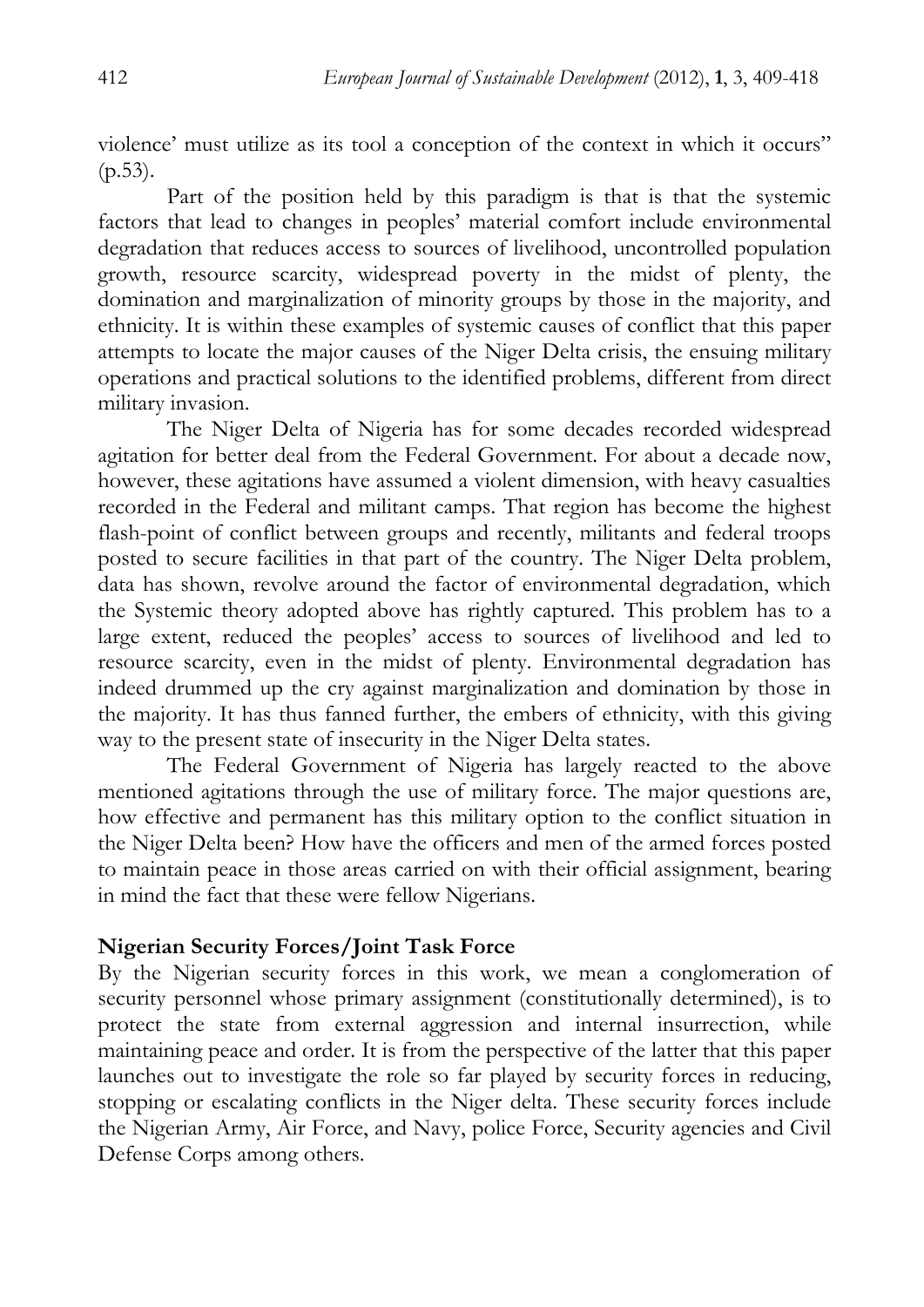violence' must utilize as its tool a conception of the context in which it occurs" (p.53).

Part of the position held by this paradigm is that is that the systemic factors that lead to changes in peoples' material comfort include environmental degradation that reduces access to sources of livelihood, uncontrolled population growth, resource scarcity, widespread poverty in the midst of plenty, the domination and marginalization of minority groups by those in the majority, and ethnicity. It is within these examples of systemic causes of conflict that this paper attempts to locate the major causes of the Niger Delta crisis, the ensuing military operations and practical solutions to the identified problems, different from direct military invasion.

The Niger Delta of Nigeria has for some decades recorded widespread agitation for better deal from the Federal Government. For about a decade now, however, these agitations have assumed a violent dimension, with heavy casualties recorded in the Federal and militant camps. That region has become the highest flash-point of conflict between groups and recently, militants and federal troops posted to secure facilities in that part of the country. The Niger Delta problem, data has shown, revolve around the factor of environmental degradation, which the Systemic theory adopted above has rightly captured. This problem has to a large extent, reduced the peoples' access to sources of livelihood and led to resource scarcity, even in the midst of plenty. Environmental degradation has indeed drummed up the cry against marginalization and domination by those in the majority. It has thus fanned further, the embers of ethnicity, with this giving way to the present state of insecurity in the Niger Delta states.

The Federal Government of Nigeria has largely reacted to the above mentioned agitations through the use of military force. The major questions are, how effective and permanent has this military option to the conflict situation in the Niger Delta been? How have the officers and men of the armed forces posted to maintain peace in those areas carried on with their official assignment, bearing in mind the fact that these were fellow Nigerians.

**Nigerian Security Forces/Joint Task Force**

By the Nigerian security forces in this work, we mean a conglomeration of security personnel whose primary assignment (constitutionally determined), is to protect the state from external aggression and internal insurrection, while maintaining peace and order. It is from the perspective of the latter that this paper launches out to investigate the role so far played by security forces in reducing, stopping or escalating conflicts in the Niger delta. These security forces include the Nigerian Army, Air Force, and Navy, police Force, Security agencies and Civil Defense Corps among others.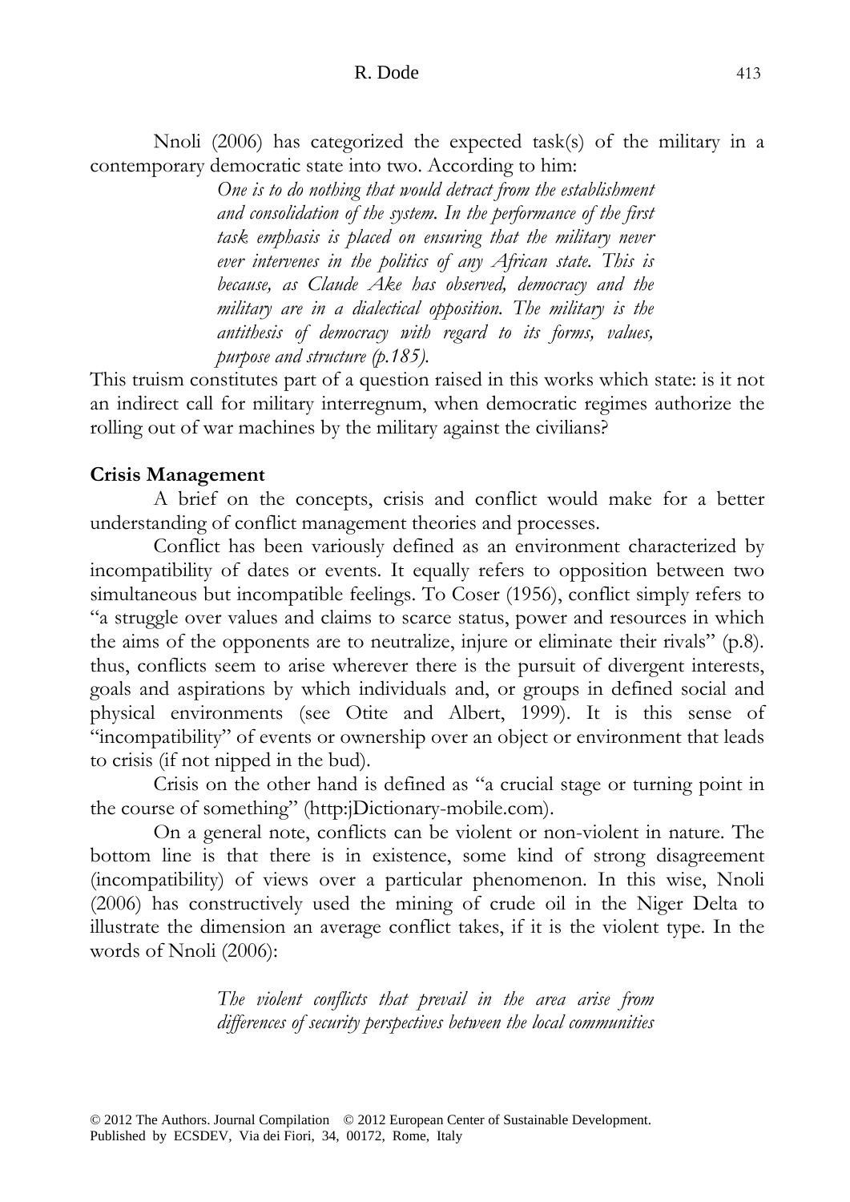Nnoli (2006) has categorized the expected task(s) of the military in a contemporary democratic state into two. According to him:

> *One is to do nothing that would detract from the establishment and consolidation of the system. In the performance of the first task emphasis is placed on ensuring that the military never ever intervenes in the politics of any African state. This is because, as Claude Ake has observed, democracy and the military are in a dialectical opposition. The military is the antithesis of democracy with regard to its forms, values, purpose and structure (p.185).*

This truism constitutes part of a question raised in this works which state: is it not an indirect call for military interregnum, when democratic regimes authorize the rolling out of war machines by the military against the civilians?

**Crisis Management**

A brief on the concepts, crisis and conflict would make for a better understanding of conflict management theories and processes.

Conflict has been variously defined as an environment characterized by incompatibility of dates or events. It equally refers to opposition between two simultaneous but incompatible feelings. To Coser (1956), conflict simply refers to "a struggle over values and claims to scarce status, power and resources in which the aims of the opponents are to neutralize, injure or eliminate their rivals" (p.8). thus, conflicts seem to arise wherever there is the pursuit of divergent interests, goals and aspirations by which individuals and, or groups in defined social and physical environments (see Otite and Albert, 1999). It is this sense of "incompatibility" of events or ownership over an object or environment that leads to crisis (if not nipped in the bud).

Crisis on the other hand is defined as "a crucial stage or turning point in the course of something" (http:jDictionary-mobile.com).

On a general note, conflicts can be violent or non-violent in nature. The bottom line is that there is in existence, some kind of strong disagreement (incompatibility) of views over a particular phenomenon. In this wise, Nnoli (2006) has constructively used the mining of crude oil in the Niger Delta to illustrate the dimension an average conflict takes, if it is the violent type. In the words of Nnoli (2006):

> *The violent conflicts that prevail in the area arise from differences of security perspectives between the local communities*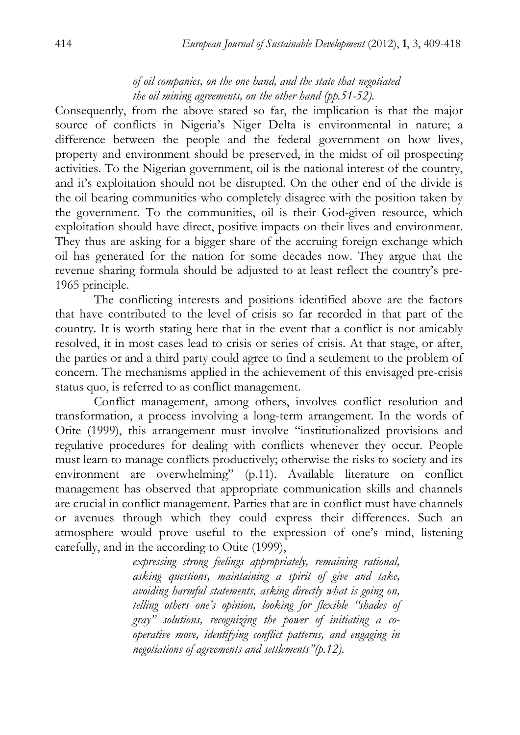*of oil companies, on the one hand, and the state that negotiated the oil mining agreements, on the other hand (pp.51-52).*

Consequently, from the above stated so far, the implication is that the major source of conflicts in Nigeria's Niger Delta is environmental in nature; a difference between the people and the federal government on how lives, property and environment should be preserved, in the midst of oil prospecting activities. To the Nigerian government, oil is the national interest of the country, and it's exploitation should not be disrupted. On the other end of the divide is the oil bearing communities who completely disagree with the position taken by the government. To the communities, oil is their God-given resource, which exploitation should have direct, positive impacts on their lives and environment. They thus are asking for a bigger share of the accruing foreign exchange which oil has generated for the nation for some decades now. They argue that the revenue sharing formula should be adjusted to at least reflect the country's pre-1965 principle.

The conflicting interests and positions identified above are the factors that have contributed to the level of crisis so far recorded in that part of the country. It is worth stating here that in the event that a conflict is not amicably resolved, it in most cases lead to crisis or series of crisis. At that stage, or after, the parties or and a third party could agree to find a settlement to the problem of concern. The mechanisms applied in the achievement of this envisaged pre-crisis status quo, is referred to as conflict management.

Conflict management, among others, involves conflict resolution and transformation, a process involving a long-term arrangement. In the words of Otite (1999), this arrangement must involve "institutionalized provisions and regulative procedures for dealing with conflicts whenever they occur. People must learn to manage conflicts productively; otherwise the risks to society and its environment are overwhelming" (p.11). Available literature on conflict management has observed that appropriate communication skills and channels are crucial in conflict management. Parties that are in conflict must have channels or avenues through which they could express their differences. Such an atmosphere would prove useful to the expression of one's mind, listening carefully, and in the according to Otite (1999),

> *expressing strong feelings appropriately, remaining rational, asking questions, maintaining a spirit of give and take, avoiding harmful statements, asking directly what is going on, telling others one's opinion, looking for flexible "shades of gray" solutions, recognizing the power of initiating a co-operative move, identifying conflict patterns, and engaging in negotiations of agreements and settlements"(p.12).*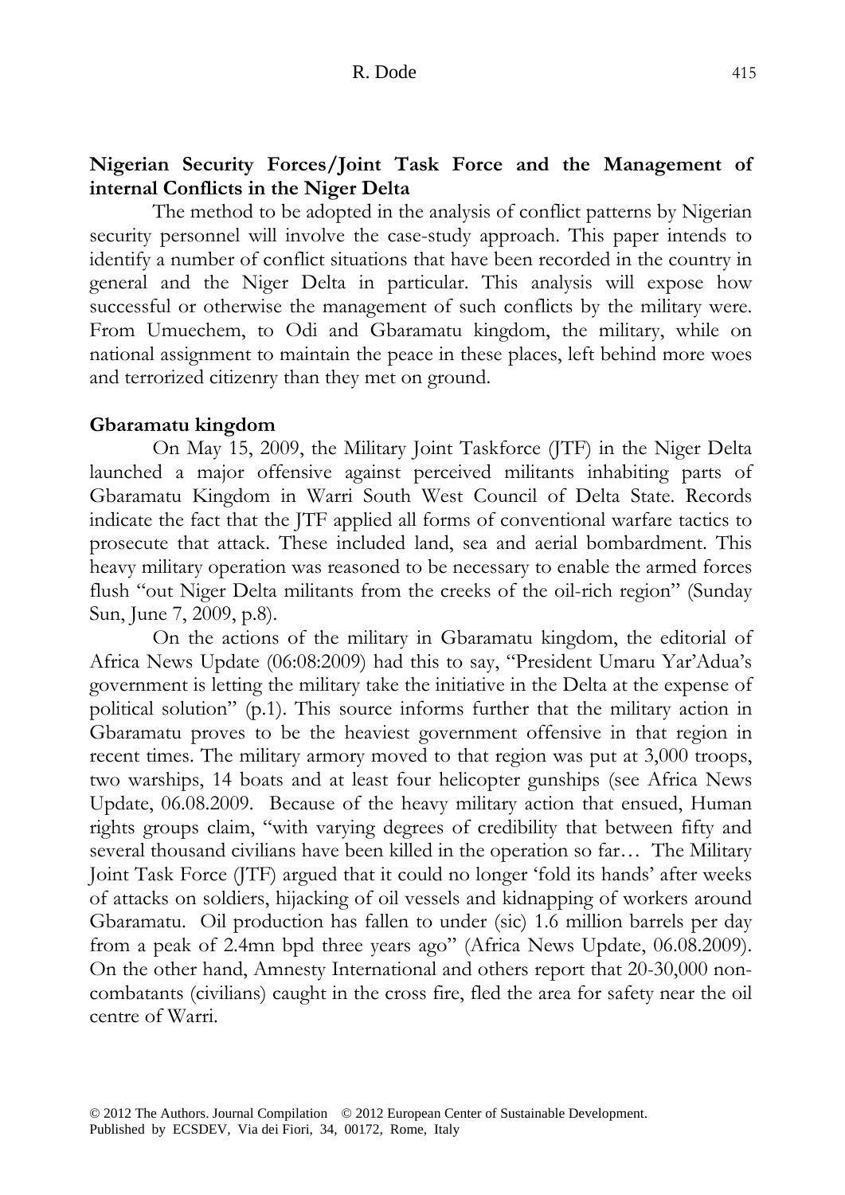## Nigerian Security Forces/Joint Task Force and the Management of internal Conflicts in the Niger Delta

The method to be adopted in the analysis of conflict patterns by Nigerian security personnel will involve the case-study approach. This paper intends to identify a number of conflict situations that have been recorded in the country in general and the Niger Delta in particular. This analysis will expose how successful or otherwise the management of such conflicts by the military were. From Umuechem, to Odi and Gbaramatu kingdom, the military, while on national assignment to maintain the peace in these places, left behind more woes and terrorized citizenry than they met on ground.

### Gbaramatu kingdom

On May 15, 2009, the Military Joint Taskforce (JTF) in the Niger Delta launched a major offensive against perceived militants inhabiting parts of Gbaramatu Kingdom in Warri South West Council of Delta State. Records indicate the fact that the JTF applied all forms of conventional warfare tactics to prosecute that attack. These included land, sea and aerial bombardment. This heavy military operation was reasoned to be necessary to enable the armed forces flush "out Niger Delta militants from the creeks of the oil-rich region" (Sunday Sun, June 7, 2009, p.8).

On the actions of the military in Gbaramatu kingdom, the editorial of Africa News Update (06:08:2009) had this to say, "President Umaru Yar'Adua's government is letting the military take the initiative in the Delta at the expense of political solution" (p.1). This source informs further that the military action in Gbaramatu proves to be the heaviest government offensive in that region in recent times. The military armory moved to that region was put at 3,000 troops, two warships, 14 boats and at least four helicopter gunships (see Africa News Update, 06.08.2009. Because of the heavy military action that ensued, Human rights groups claim, "with varying degrees of credibility that between fifty and several thousand civilians have been killed in the operation so far… The Military Joint Task Force (JTF) argued that it could no longer 'fold its hands' after weeks of attacks on soldiers, hijacking of oil vessels and kidnapping of workers around Gbaramatu. Oil production has fallen to under (sic) 1.6 million barrels per day from a peak of 2.4mn bpd three years ago" (Africa News Update, 06.08.2009). On the other hand, Amnesty International and others report that 20-30,000 non-combatants (civilians) caught in the cross fire, fled the area for safety near the oil centre of Warri.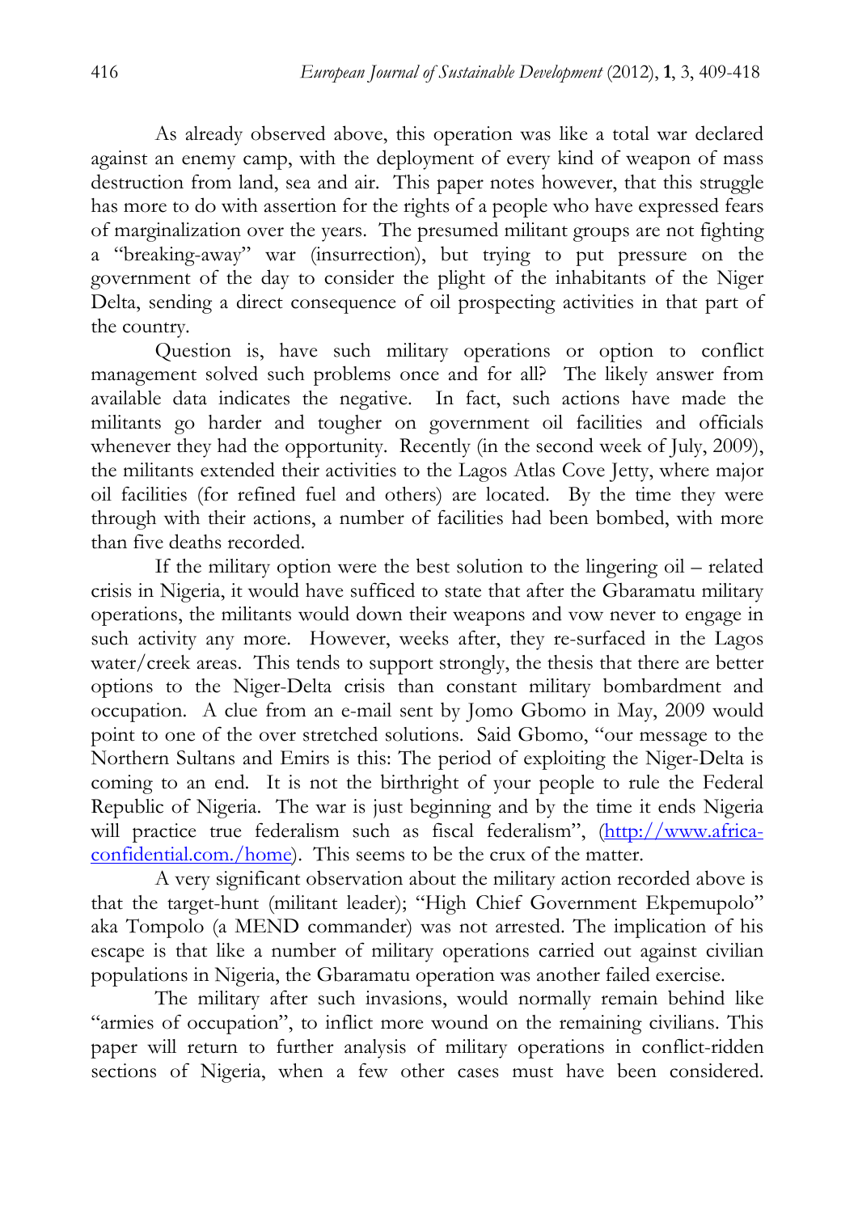As already observed above, this operation was like a total war declared against an enemy camp, with the deployment of every kind of weapon of mass destruction from land, sea and air. This paper notes however, that this struggle has more to do with assertion for the rights of a people who have expressed fears of marginalization over the years. The presumed militant groups are not fighting a "breaking-away" war (insurrection), but trying to put pressure on the government of the day to consider the plight of the inhabitants of the Niger Delta, sending a direct consequence of oil prospecting activities in that part of the country.

Question is, have such military operations or option to conflict management solved such problems once and for all? The likely answer from available data indicates the negative. In fact, such actions have made the militants go harder and tougher on government oil facilities and officials whenever they had the opportunity. Recently (in the second week of July, 2009), the militants extended their activities to the Lagos Atlas Cove Jetty, where major oil facilities (for refined fuel and others) are located. By the time they were through with their actions, a number of facilities had been bombed, with more than five deaths recorded.

If the military option were the best solution to the lingering oil – related crisis in Nigeria, it would have sufficed to state that after the Gbaramatu military operations, the militants would down their weapons and vow never to engage in such activity any more. However, weeks after, they re-surfaced in the Lagos water/creek areas. This tends to support strongly, the thesis that there are better options to the Niger-Delta crisis than constant military bombardment and occupation. A clue from an e-mail sent by Jomo Gbomo in May, 2009 would point to one of the over stretched solutions. Said Gbomo, "our message to the Northern Sultans and Emirs is this: The period of exploiting the Niger-Delta is coming to an end. It is not the birthright of your people to rule the Federal Republic of Nigeria. The war is just beginning and by the time it ends Nigeria will practice true federalism such as fiscal federalism", (http://www.africa-confidential.com./home). This seems to be the crux of the matter.

A very significant observation about the military action recorded above is that the target-hunt (militant leader); "High Chief Government Ekpemupolo" aka Tompolo (a MEND commander) was not arrested. The implication of his escape is that like a number of military operations carried out against civilian populations in Nigeria, the Gbaramatu operation was another failed exercise.

The military after such invasions, would normally remain behind like "armies of occupation", to inflict more wound on the remaining civilians. This paper will return to further analysis of military operations in conflict-ridden sections of Nigeria, when a few other cases must have been considered.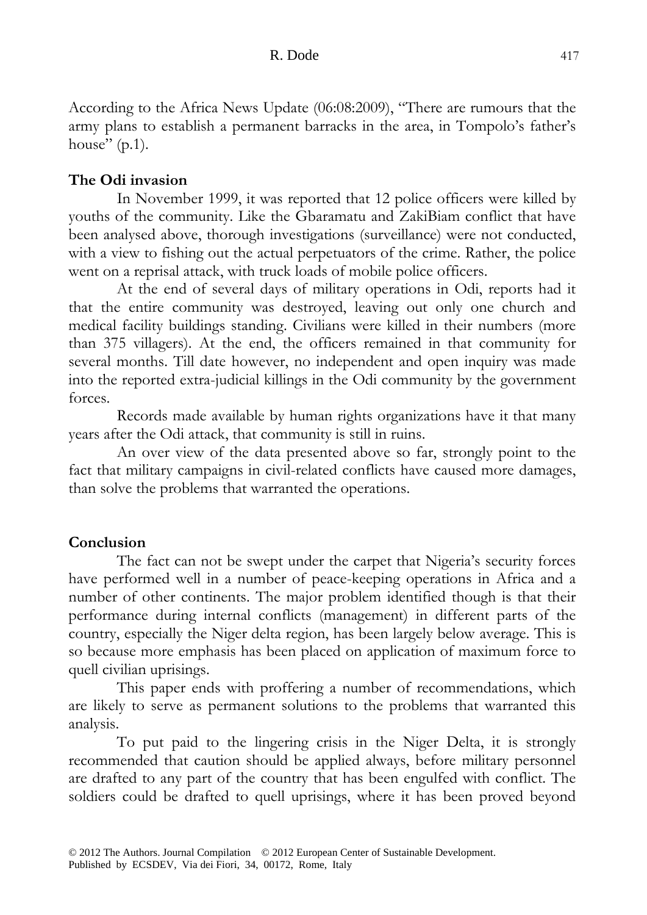According to the Africa News Update (06:08:2009), "There are rumours that the army plans to establish a permanent barracks in the area, in Tompolo's father's house" (p.1).

### The Odi invasion

In November 1999, it was reported that 12 police officers were killed by youths of the community. Like the Gbaramatu and ZakiBiam conflict that have been analysed above, thorough investigations (surveillance) were not conducted, with a view to fishing out the actual perpetuators of the crime. Rather, the police went on a reprisal attack, with truck loads of mobile police officers.

At the end of several days of military operations in Odi, reports had it that the entire community was destroyed, leaving out only one church and medical facility buildings standing. Civilians were killed in their numbers (more than 375 villagers). At the end, the officers remained in that community for several months. Till date however, no independent and open inquiry was made into the reported extra-judicial killings in the Odi community by the government forces.

Records made available by human rights organizations have it that many years after the Odi attack, that community is still in ruins.

An over view of the data presented above so far, strongly point to the fact that military campaigns in civil-related conflicts have caused more damages, than solve the problems that warranted the operations.

### Conclusion

The fact can not be swept under the carpet that Nigeria's security forces have performed well in a number of peace-keeping operations in Africa and a number of other continents. The major problem identified though is that their performance during internal conflicts (management) in different parts of the country, especially the Niger delta region, has been largely below average. This is so because more emphasis has been placed on application of maximum force to quell civilian uprisings.

This paper ends with proffering a number of recommendations, which are likely to serve as permanent solutions to the problems that warranted this analysis.

To put paid to the lingering crisis in the Niger Delta, it is strongly recommended that caution should be applied always, before military personnel are drafted to any part of the country that has been engulfed with conflict. The soldiers could be drafted to quell uprisings, where it has been proved beyond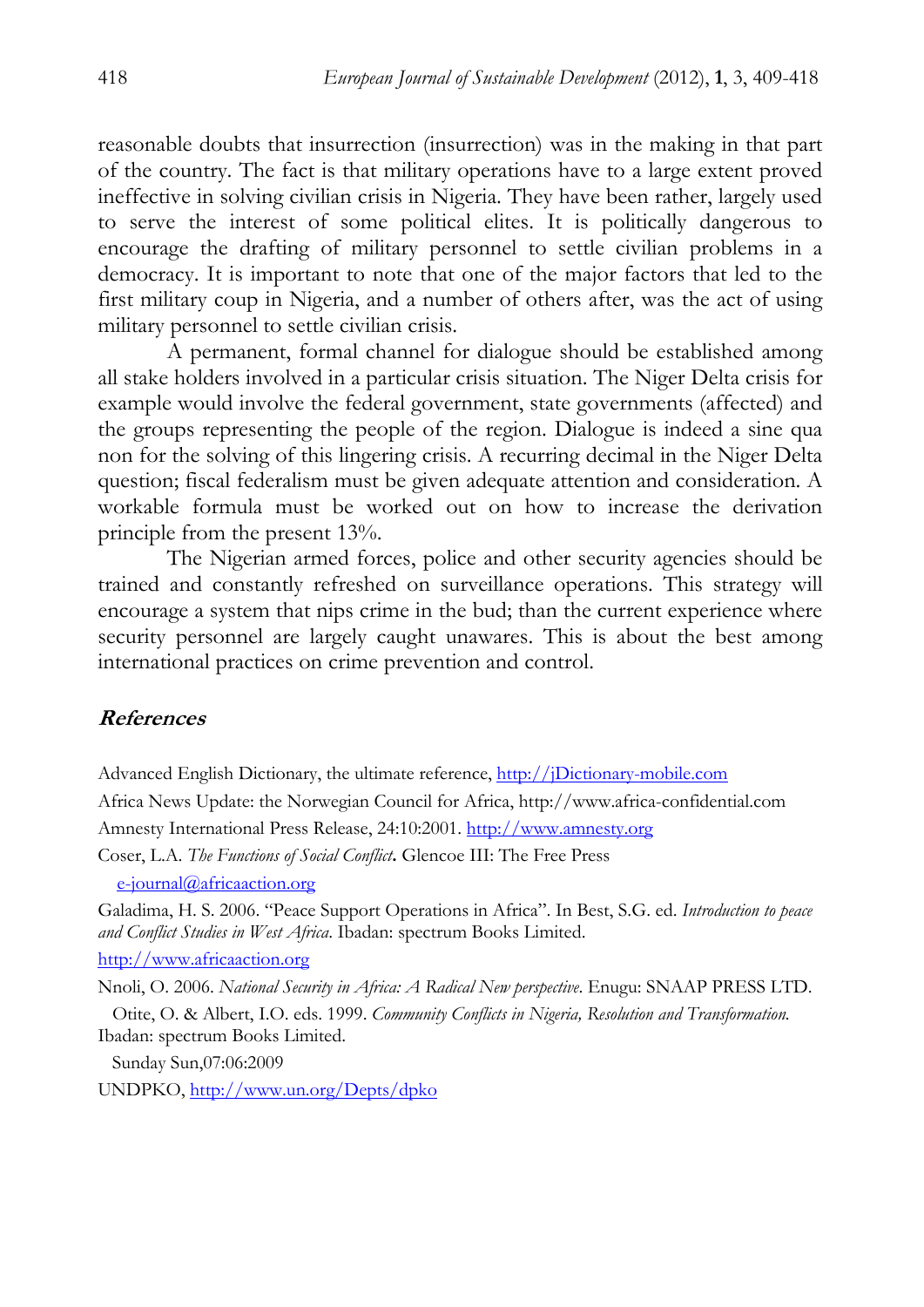reasonable doubts that insurrection (insurrection) was in the making in that part of the country. The fact is that military operations have to a large extent proved ineffective in solving civilian crisis in Nigeria. They have been rather, largely used to serve the interest of some political elites. It is politically dangerous to encourage the drafting of military personnel to settle civilian problems in a democracy. It is important to note that one of the major factors that led to the first military coup in Nigeria, and a number of others after, was the act of using military personnel to settle civilian crisis.

A permanent, formal channel for dialogue should be established among all stake holders involved in a particular crisis situation. The Niger Delta crisis for example would involve the federal government, state governments (affected) and the groups representing the people of the region. Dialogue is indeed a sine qua non for the solving of this lingering crisis. A recurring decimal in the Niger Delta question; fiscal federalism must be given adequate attention and consideration. A workable formula must be worked out on how to increase the derivation principle from the present 13%.

The Nigerian armed forces, police and other security agencies should be trained and constantly refreshed on surveillance operations. This strategy will encourage a system that nips crime in the bud; than the current experience where security personnel are largely caught unawares. This is about the best among international practices on crime prevention and control.

## References

Advanced English Dictionary, the ultimate reference, http://jDictionary-mobile.com

Africa News Update: the Norwegian Council for Africa, http://www.africa-confidential.com

Amnesty International Press Release, 24:10:2001. http://www.amnesty.org

Coser, L.A. *The Functions of Social Conflict*. Glencoe III: The Free Press

e-journal@africaaction.org

Galadima, H. S. 2006. "Peace Support Operations in Africa". In Best, S.G. ed. *Introduction to peace and Conflict Studies in West Africa*. Ibadan: spectrum Books Limited.

http://www.africaaction.org

Nnoli, O. 2006. *National Security in Africa: A Radical New perspective*. Enugu: SNAAP PRESS LTD.

Otite, O. & Albert, I.O. eds. 1999. *Community Conflicts in Nigeria, Resolution and Transformation.* Ibadan: spectrum Books Limited.

Sunday Sun,07:06:2009

UNDPKO, http://www.un.org/Depts/dpko